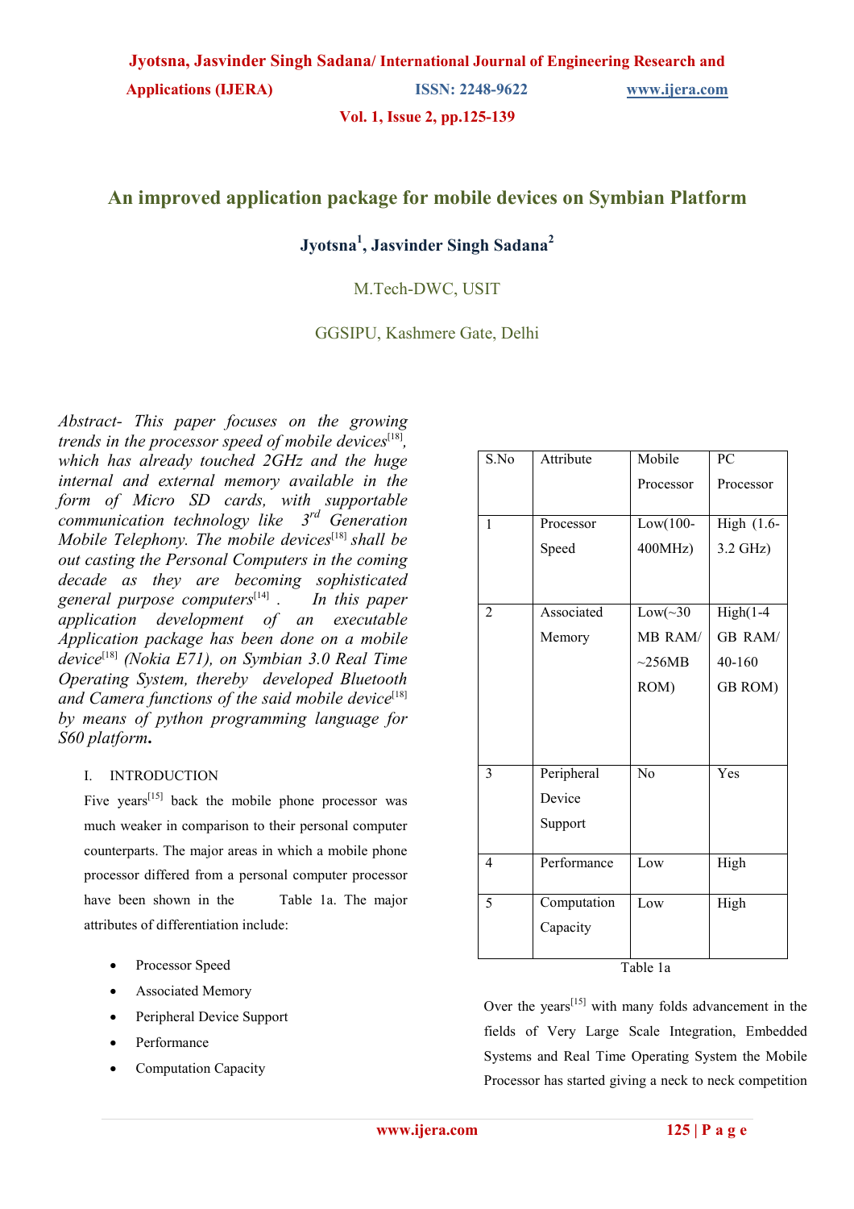# An improved application package for mobile devices on Symbian Platform

**Jyotsna[1], Jasvinder Singh Sadana[2]**

M.Tech-DWC, USIT

GGSIPU, Kashmere Gate, Delhi

*Abstract- This paper focuses on the growing trends in the processor speed of mobile devices[18], which has already touched 2GHz and the huge internal and external memory available in the form of Micro SD cards, with supportable communication technology like 3rd Generation Mobile Telephony. The mobile devices[18] shall be out casting the Personal Computers in the coming decade as they are becoming sophisticated general purpose computers[14]. In this paper application development of an executable Application package has done on a mobile device[18] (Nokia E71), on Symbian 3.0 Real Time Operating System, thereby developed Bluetooth and Camera functions of the said mobile device[18] by means of python programming language for S60 platform.*

## I. INTRODUCTION

Five years[15] back the mobile phone processor was much weaker in comparison to their personal computer counterparts. The major areas in which a mobile phone processor differed from a personal computer processor have been shown in the Table 1a. The major attributes of differentiation include:

- Processor Speed
- Associated Memory
- Peripheral Device Support
- Performance
- Computation Capacity

| S.No | Attribute | Mobile Processor | PC Processor |
|---|---|---|---|
| 1 | Processor Speed | Low(100-400MHz) | High (1.6-3.2 GHz) |
| 2 | Associated Memory | Low(~30 MB RAM/ ~256MB ROM) | High(1-4 GB RAM/ 40-160 GB ROM) |
| 3 | Peripheral Device Support | No | Yes |
| 4 | Performance | Low | High |
| 5 | Computation Capacity | Low | High |

Table 1a

Over the years[15] with many folds advancement in the fields of Very Large Scale Integration, Embedded Systems and Real Time Operating System the Mobile Processor has started giving a neck to neck competition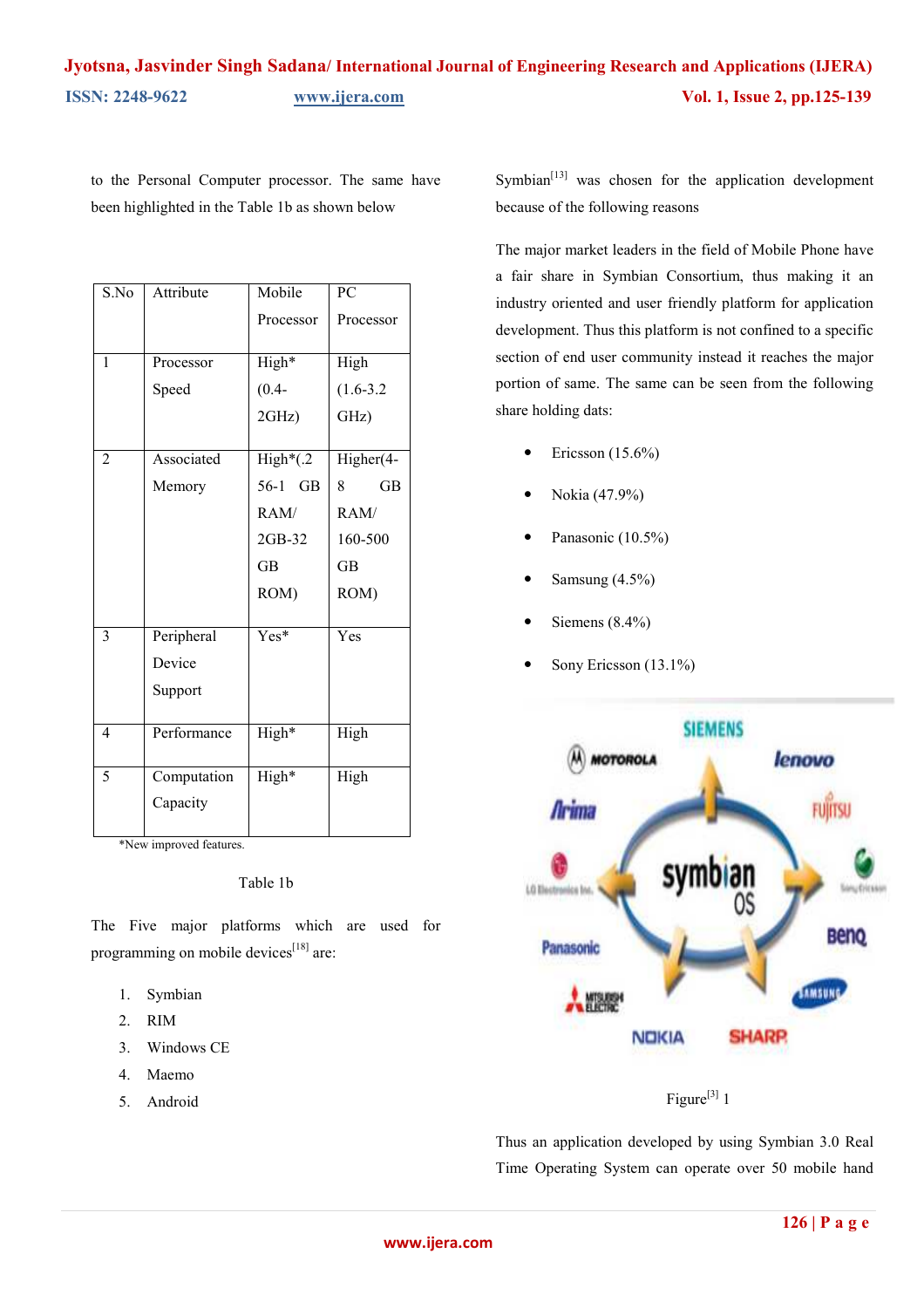to the Personal Computer processor. The same have been highlighted in the Table 1b as shown below

| S.No | Attribute | Mobile Processor | PC Processor |
|---|---|---|---|
| 1 | Processor Speed | High* (0.4-2GHz) | High (1.6-3.2 GHz) |
| 2 | Associated Memory | High*(.256-1 GB RAM/ 2GB-32 GB ROM) | Higher(4-8 GB RAM/ 160-500 GB ROM) |
| 3 | Peripheral Device Support | Yes* | Yes |
| 4 | Performance | High* | High |
| 5 | Computation Capacity | High* | High |

*New improved features.

Table 1b

The Five major platforms which are used for programming on mobile devices[18] are:

1. Symbian
2. RIM
3. Windows CE
4. Maemo
5. Android

Symbian[13] was chosen for the application development because of the following reasons

The major market leaders in the field of Mobile Phone have a fair share in Symbian Consortium, thus making it an industry oriented and user friendly platform for application development. Thus this platform is not confined to a specific section of end user community instead it reaches the major portion of same. The same can be seen from the following share holding dats:

- Ericsson (15.6%)
- Nokia (47.9%)
- Panasonic (10.5%)
- Samsung (4.5%)
- Siemens (8.4%)
- Sony Ericsson (13.1%)

Figure[3] 1

Thus an application developed by using Symbian 3.0 Real Time Operating System can operate over 50 mobile hand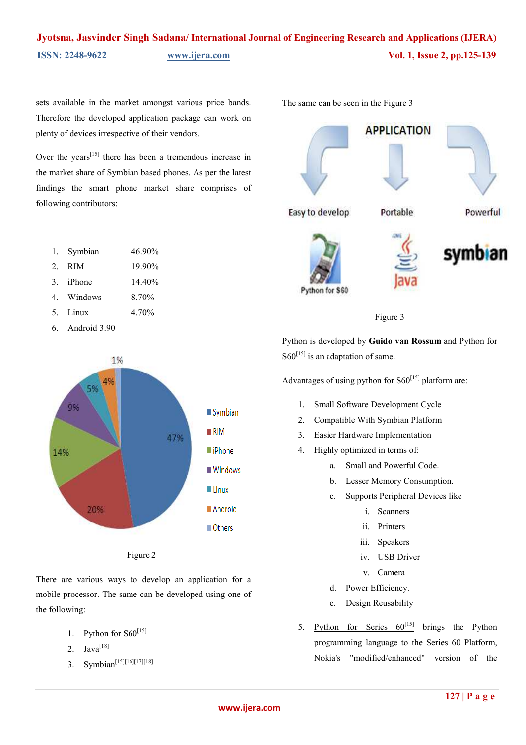sets available in the market amongst various price bands. Therefore the developed application package can work on plenty of devices irrespective of their vendors.

Over the years[15] there has been a tremendous increase in the market share of Symbian based phones. As per the latest findings the smart phone market share comprises of following contributors:

1. Symbian 46.90%
2. RIM 19.90%
3. iPhone 14.40%
4. Windows 8.70%
5. Linux 4.70%
6. Android 3.90

Figure 2

There are various ways to develop an application for a mobile processor. The same can be developed using one of the following:

1. Python for S60[15]
2. Java[18]
3. Symbian[15][16][17][18]

The same can be seen in the Figure 3

Figure 3

Python is developed by **Guido van Rossum** and Python for S60[15] is an adaptation of same.

Advantages of using python for S60[15] platform are:

1. Small Software Development Cycle
2. Compatible With Symbian Platform
3. Easier Hardware Implementation
4. Highly optimized in terms of:
   a. Small and Powerful Code.
   b. Lesser Memory Consumption.
   c. Supports Peripheral Devices like
      i. Scanners
      ii. Printers
      iii. Speakers
      iv. USB Driver
      v. Camera
   d. Power Efficiency.
   e. Design Reusability
5. Python for Series 60[15] brings the Python programming language to the Series 60 Platform, Nokia's "modified/enhanced" version of the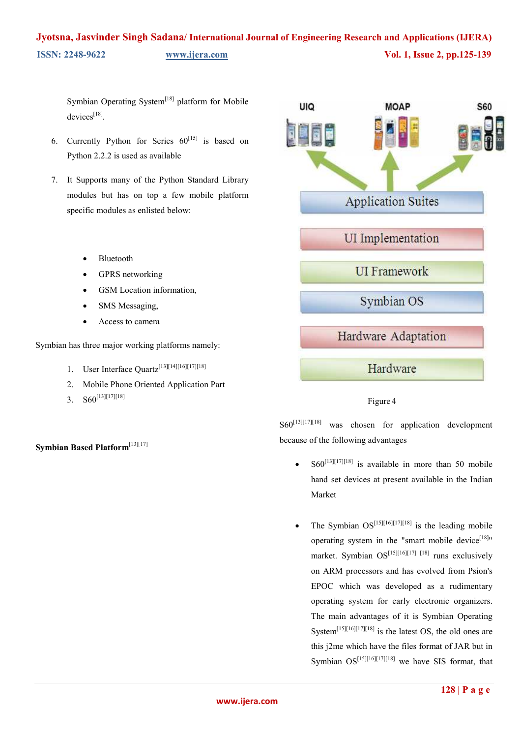Symbian Operating System[18] platform for Mobile devices[18].

6. Currently Python for Series 60[15] is based on Python 2.2.2 is used as available

7. It Supports many of the Python Standard Library modules but has on top a few mobile platform specific modules as enlisted below:

- Bluetooth
- GPRS networking
- GSM Location information,
- SMS Messaging,
- Access to camera

Symbian has three major working platforms namely:

1. User Interface Quartz[13][14][16][17][18]
2. Mobile Phone Oriented Application Part
3. S60[13][17][18]

**Symbian Based Platform**[13][17]

Figure 4

S60[13][17][18] was chosen for application development because of the following advantages

- S60[13][17][18] is available in more than 50 mobile hand set devices at present available in the Indian Market

- The Symbian OS[15][16][17][18] is the leading mobile operating system in the "smart mobile device[18]" market. Symbian OS[15][16][17] [18] runs exclusively on ARM processors and has evolved from Psion's EPOC which was developed as a rudimentary operating system for early electronic organizers. The main advantages of it is Symbian Operating System[15][16][17][18] is the latest OS, the old ones are this j2me which have the files format of JAR but in Symbian OS[15][16][17][18] we have SIS format, that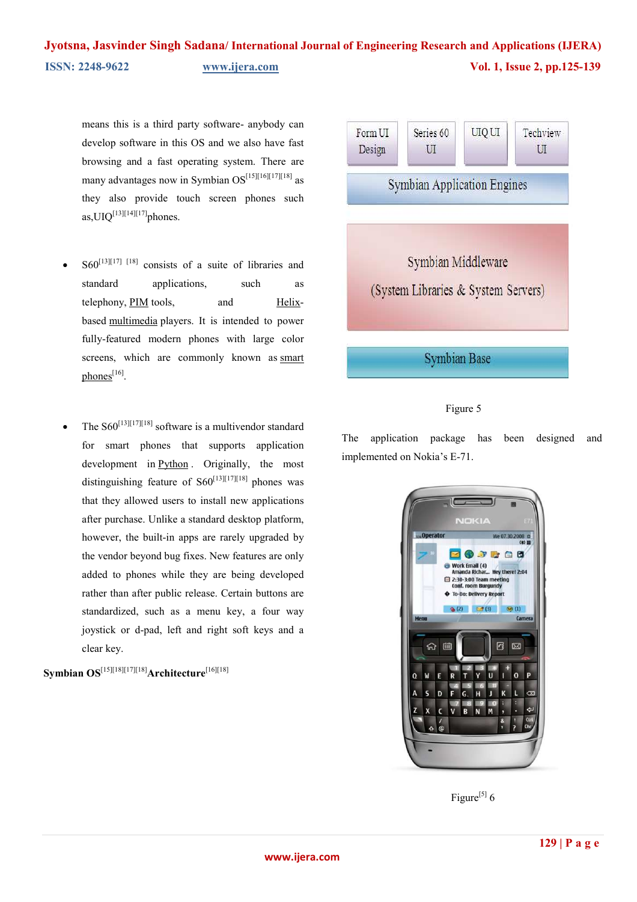means this is a third party software- anybody can develop software in this OS and we also have fast browsing and a fast operating system. There are many advantages now in Symbian OS[15][16][17][18] as they also provide touch screen phones such as,UIQ[13][14][17]phones.

- S60[13][17] [18] consists of a suite of libraries and standard applications, such as telephony, PIM tools, and Helix-based multimedia players. It is intended to power fully-featured modern phones with large color screens, which are commonly known as smart phones[16].

- The S60[13][17][18] software is a multivendor standard for smart phones that supports application development in Python . Originally, the most distinguishing feature of S60[13][17][18] phones was that they allowed users to install new applications after purchase. Unlike a standard desktop platform, however, the built-in apps are rarely upgraded by the vendor beyond bug fixes. New features are only added to phones while they are being developed rather than after public release. Certain buttons are standardized, such as a menu key, a four way joystick or d-pad, left and right soft keys and a clear key.

**Symbian OS[15][18][17][18] Architecture[16][18]**

| Form UI Design | Series 60 UI | UIQ UI | Techview UI |
|---|---|---|---|
| Symbian Application Engines | | | |
| Symbian Middleware (System Libraries & System Servers) | | | |
| Symbian Base | | | |

Figure 5

The application package has been designed and implemented on Nokia's E-71.

Figure[5] 6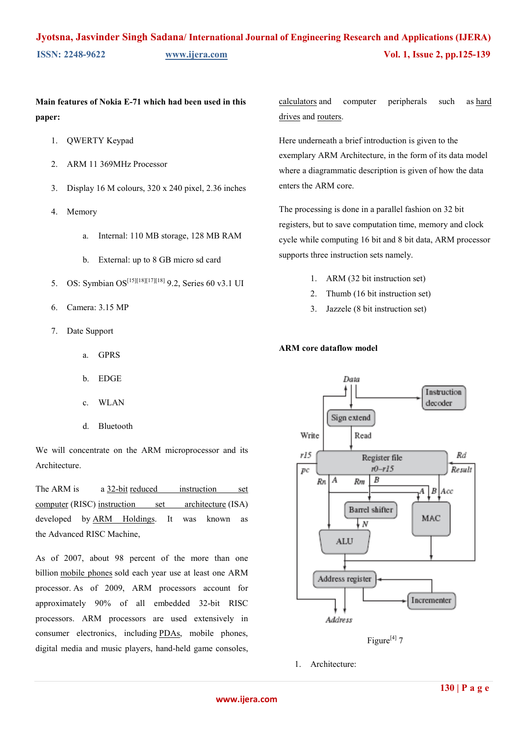**Main features of Nokia E-71 which had been used in this paper:**

1. QWERTY Keypad
2. ARM 11 369MHz Processor
3. Display 16 M colours, 320 x 240 pixel, 2.36 inches
4. Memory
   a. Internal: 110 MB storage, 128 MB RAM
   b. External: up to 8 GB micro sd card
5. OS: Symbian OS[15][18][17][18] 9.2, Series 60 v3.1 UI
6. Camera: 3.15 MP
7. Date Support
   a. GPRS
   b. EDGE
   c. WLAN
   d. Bluetooth

We will concentrate on the ARM microprocessor and its Architecture.

The ARM is a 32-bit reduced instruction set computer (RISC) instruction set architecture (ISA) developed by ARM Holdings. It was known as the Advanced RISC Machine,

As of 2007, about 98 percent of the more than one billion mobile phones sold each year use at least one ARM processor. As of 2009, ARM processors account for approximately 90% of all embedded 32-bit RISC processors. ARM processors are used extensively in consumer electronics, including PDAs, mobile phones, digital media and music players, hand-held game consoles, calculators and computer peripherals such as hard drives and routers.

Here underneath a brief introduction is given to the exemplary ARM Architecture, in the form of its data model where a diagrammatic description is given of how the data enters the ARM core.

The processing is done in a parallel fashion on 32 bit registers, but to save computation time, memory and clock cycle while computing 16 bit and 8 bit data, ARM processor supports three instruction sets namely.

1. ARM (32 bit instruction set)
2. Thumb (16 bit instruction set)
3. Jazzele (8 bit instruction set)

**ARM core dataflow model**

Figure[4] 7

1. Architecture: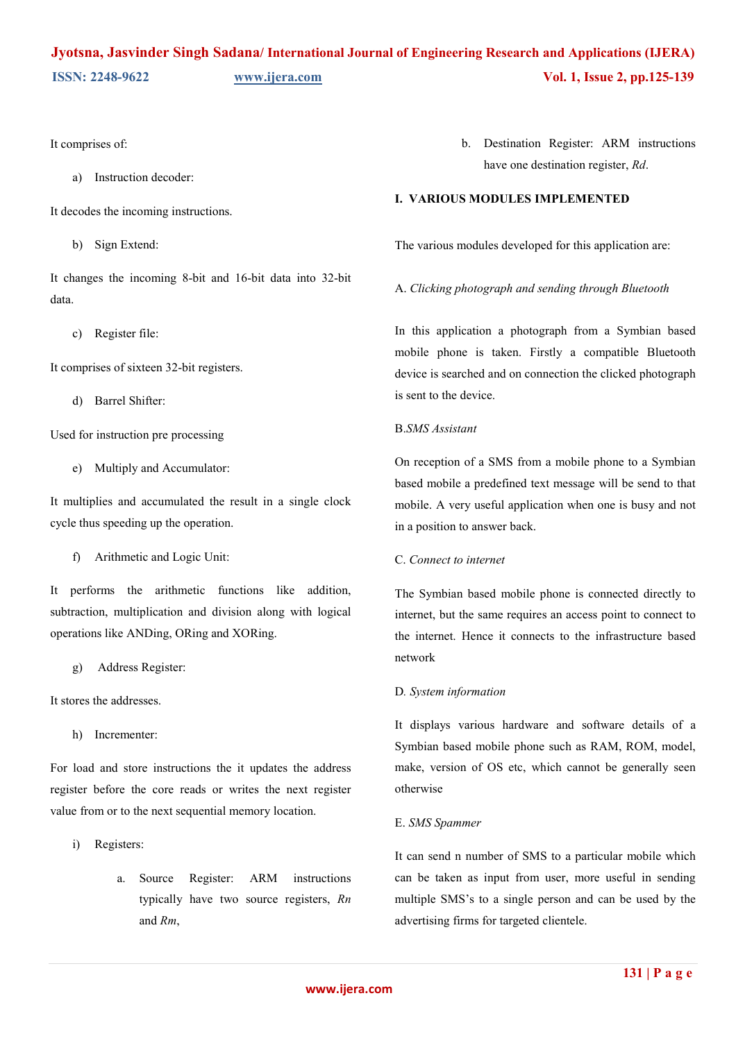It comprises of:

a) Instruction decoder:

It decodes the incoming instructions.

b) Sign Extend:

It changes the incoming 8-bit and 16-bit data into 32-bit data.

c) Register file:

It comprises of sixteen 32-bit registers.

d) Barrel Shifter:

Used for instruction pre processing

e) Multiply and Accumulator:

It multiplies and accumulated the result in a single clock cycle thus speeding up the operation.

f) Arithmetic and Logic Unit:

It performs the arithmetic functions like addition, subtraction, multiplication and division along with logical operations like ANDing, ORing and XORing.

g) Address Register:

It stores the addresses.

h) Incrementer:

For load and store instructions the it updates the address register before the core reads or writes the next register value from or to the next sequential memory location.

i) Registers:

   a. Source Register: ARM instructions typically have two source registers, *Rn* and *Rm*,

   b. Destination Register: ARM instructions have one destination register, *Rd*.

## I. VARIOUS MODULES IMPLEMENTED

The various modules developed for this application are:

A. *Clicking photograph and sending through Bluetooth*

In this application a photograph from a Symbian based mobile phone is taken. Firstly a compatible Bluetooth device is searched and on connection the clicked photograph is sent to the device.

B.*SMS Assistant*

On reception of a SMS from a mobile phone to a Symbian based mobile a predefined text message will be send to that mobile. A very useful application when one is busy and not in a position to answer back.

C. *Connect to internet*

The Symbian based mobile phone is connected directly to internet, but the same requires an access point to connect to the internet. Hence it connects to the infrastructure based network

D*. System information*

It displays various hardware and software details of a Symbian based mobile phone such as RAM, ROM, model, make, version of OS etc, which cannot be generally seen otherwise

E. *SMS Spammer*

It can send n number of SMS to a particular mobile which can be taken as input from user, more useful in sending multiple SMS's to a single person and can be used by the advertising firms for targeted clientele.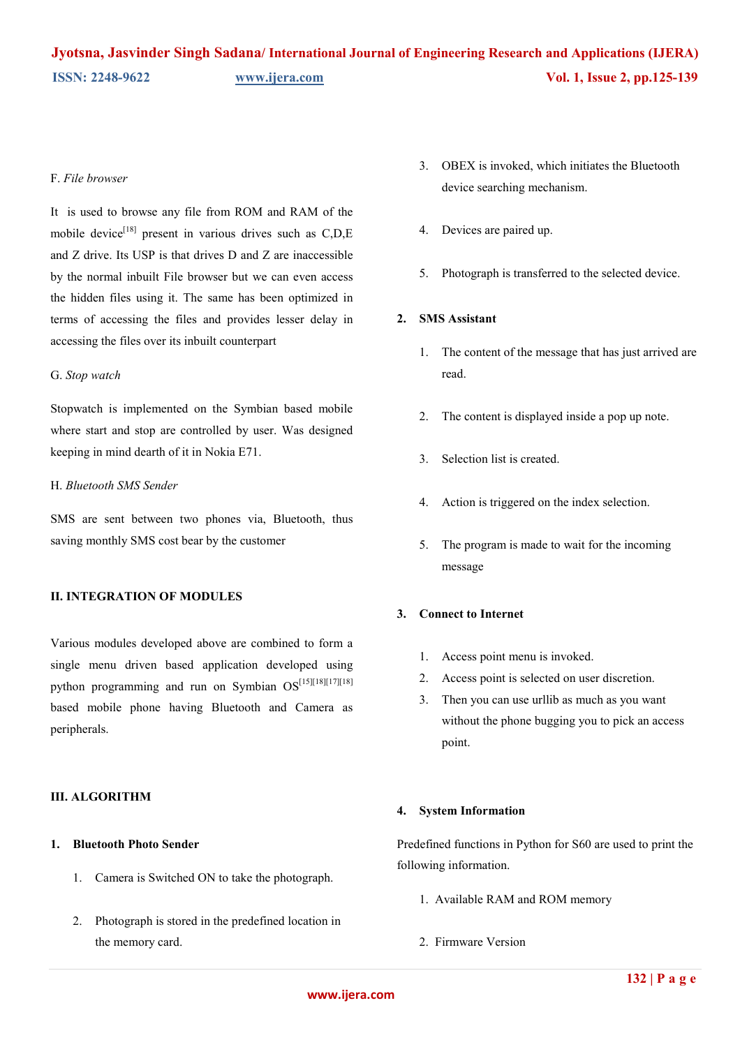F. *File browser*

It is used to browse any file from ROM and RAM of the mobile device[18] present in various drives such as C,D,E and Z drive. Its USP is that drives D and Z are inaccessible by the normal inbuilt File browser but we can even access the hidden files using it. The same has been optimized in terms of accessing the files and provides lesser delay in accessing the files over its inbuilt counterpart

G. *Stop watch*

Stopwatch is implemented on the Symbian based mobile where start and stop are controlled by user. Was designed keeping in mind dearth of it in Nokia E71.

H. *Bluetooth SMS Sender*

SMS are sent between two phones via, Bluetooth, thus saving monthly SMS cost bear by the customer

## II. INTEGRATION OF MODULES

Various modules developed above are combined to form a single menu driven based application developed using python programming and run on Symbian OS[15][18][17][18] based mobile phone having Bluetooth and Camera as peripherals.

## III. ALGORITHM

**1. Bluetooth Photo Sender**

1. Camera is Switched ON to take the photograph.
2. Photograph is stored in the predefined location in the memory card.
3. OBEX is invoked, which initiates the Bluetooth device searching mechanism.
4. Devices are paired up.
5. Photograph is transferred to the selected device.

**2. SMS Assistant**

1. The content of the message that has just arrived are read.
2. The content is displayed inside a pop up note.
3. Selection list is created.
4. Action is triggered on the index selection.
5. The program is made to wait for the incoming message

**3. Connect to Internet**

1. Access point menu is invoked.
2. Access point is selected on user discretion.
3. Then you can use urllib as much as you want without the phone bugging you to pick an access point.

**4. System Information**

Predefined functions in Python for S60 are used to print the following information.

1. Available RAM and ROM memory
2. Firmware Version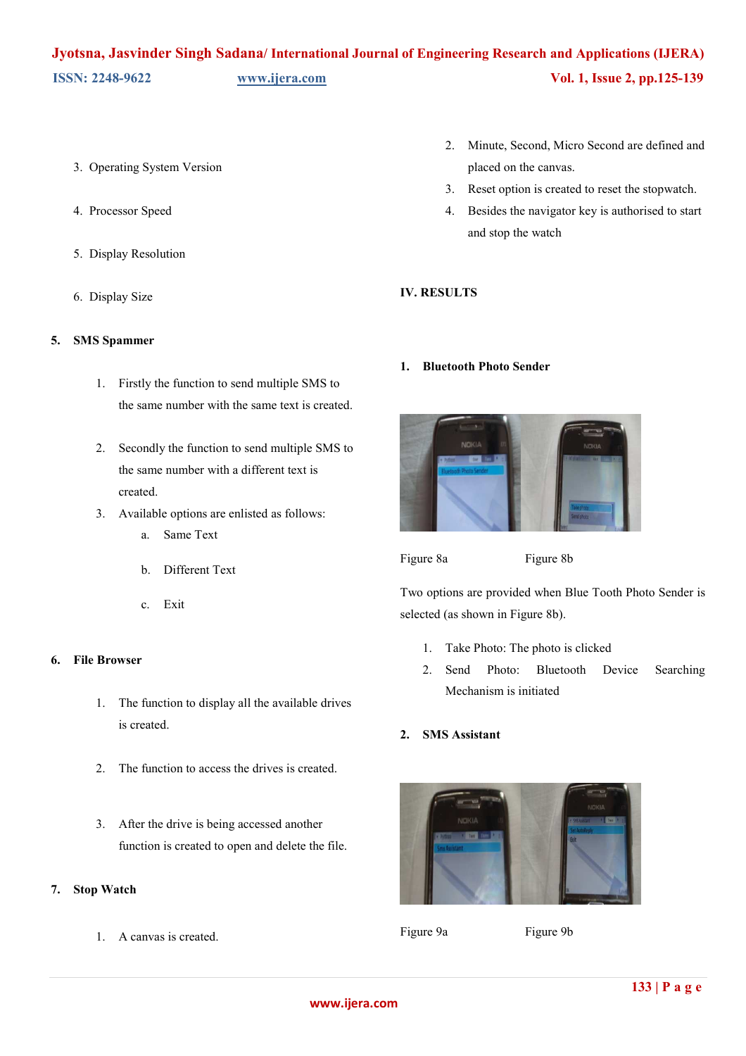3. Operating System Version

4. Processor Speed

5. Display Resolution

6. Display Size

**5. SMS Spammer**

1. Firstly the function to send multiple SMS to the same number with the same text is created.
2. Secondly the function to send multiple SMS to the same number with a different text is created.
3. Available options are enlisted as follows:
    a. Same Text
    b. Different Text
    c. Exit

**6. File Browser**

1. The function to display all the available drives is created.
2. The function to access the drives is created.
3. After the drive is being accessed another function is created to open and delete the file.

**7. Stop Watch**

1. A canvas is created.
2. Minute, Second, Micro Second are defined and placed on the canvas.
3. Reset option is created to reset the stopwatch.
4. Besides the navigator key is authorised to start and stop the watch

## IV. RESULTS

**1. Bluetooth Photo Sender**

Figure 8a Figure 8b

Two options are provided when Blue Tooth Photo Sender is selected (as shown in Figure 8b).

1. Take Photo: The photo is clicked
2. Send Photo: Bluetooth Device Searching Mechanism is initiated

**2. SMS Assistant**

Figure 9a Figure 9b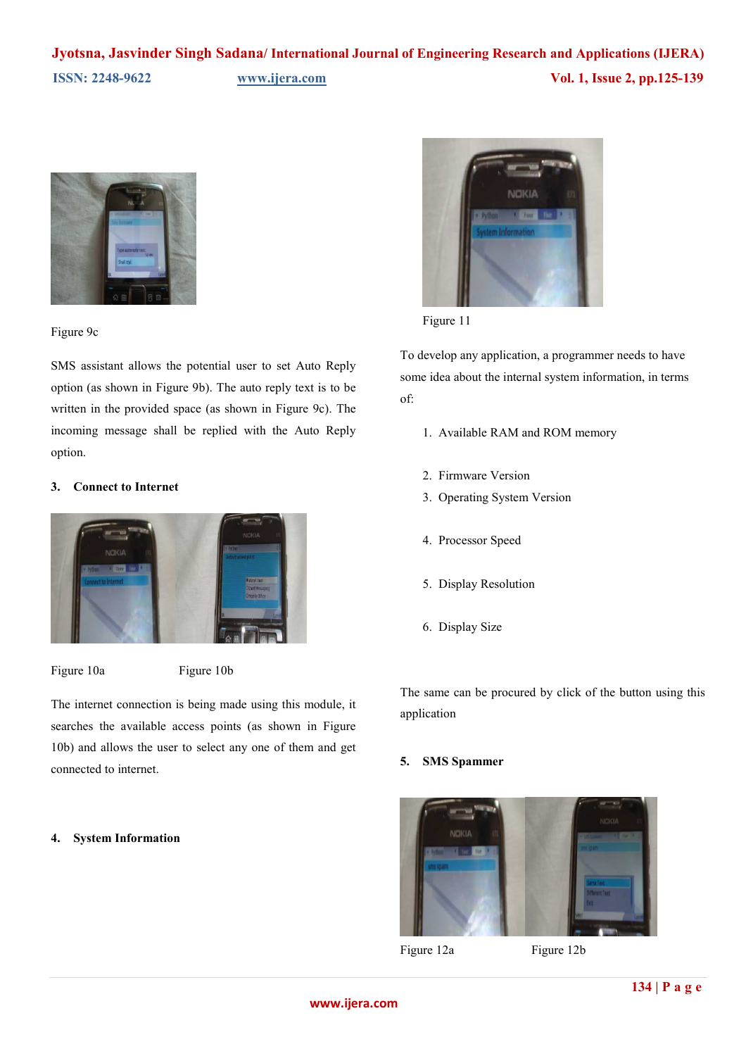Figure 9c

SMS assistant allows the potential user to set Auto Reply option (as shown in Figure 9b). The auto reply text is to be written in the provided space (as shown in Figure 9c). The incoming message shall be replied with the Auto Reply option.

### 3. Connect to Internet

Figure 10a Figure 10b

The internet connection is being made using this module, it searches the available access points (as shown in Figure 10b) and allows the user to select any one of them and get connected to internet.

### 4. System Information

Figure 11

To develop any application, a programmer needs to have some idea about the internal system information, in terms of:

1. Available RAM and ROM memory
2. Firmware Version
3. Operating System Version
4. Processor Speed
5. Display Resolution
6. Display Size

The same can be procured by click of the button using this application

### 5. SMS Spammer

Figure 12a Figure 12b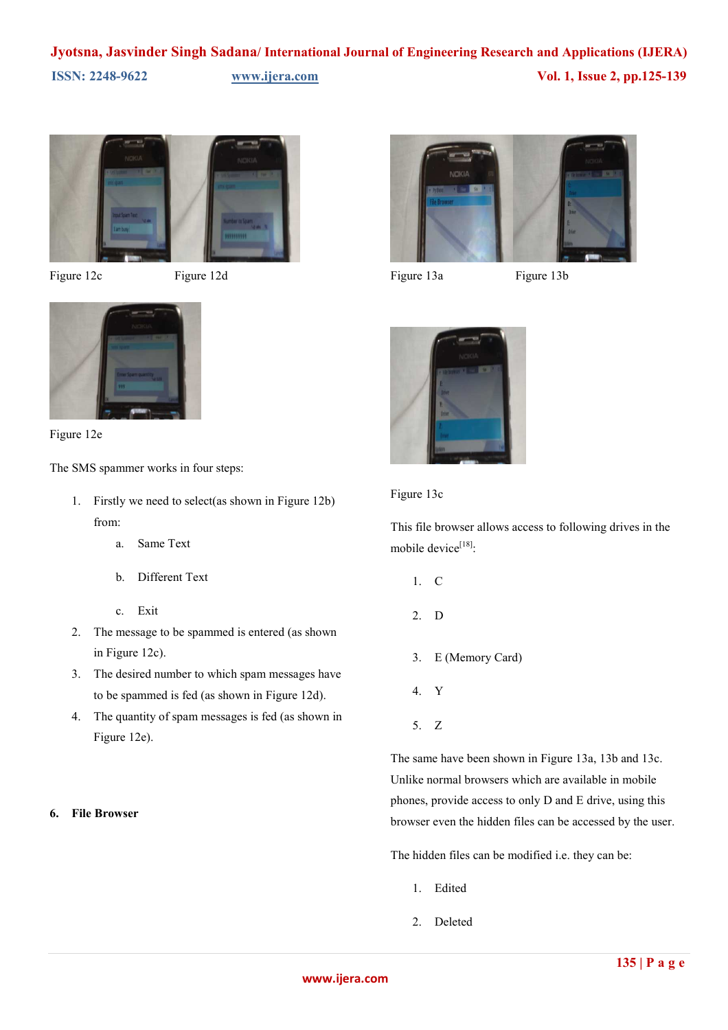Figure 12c

Figure 12d

Figure 12e

The SMS spammer works in four steps:

1. Firstly we need to select(as shown in Figure 12b) from:
   a. Same Text
   b. Different Text
   c. Exit
2. The message to be spammed is entered (as shown in Figure 12c).
3. The desired number to which spam messages have to be spammed is fed (as shown in Figure 12d).
4. The quantity of spam messages is fed (as shown in Figure 12e).

## 6. File Browser

Figure 13a

Figure 13b

Figure 13c

This file browser allows access to following drives in the mobile device[18]:

1. C
2. D
3. E (Memory Card)
4. Y
5. Z

The same have been shown in Figure 13a, 13b and 13c. Unlike normal browsers which are available in mobile phones, provide access to only D and E drive, using this browser even the hidden files can be accessed by the user.

The hidden files can be modified i.e. they can be:

1. Edited
2. Deleted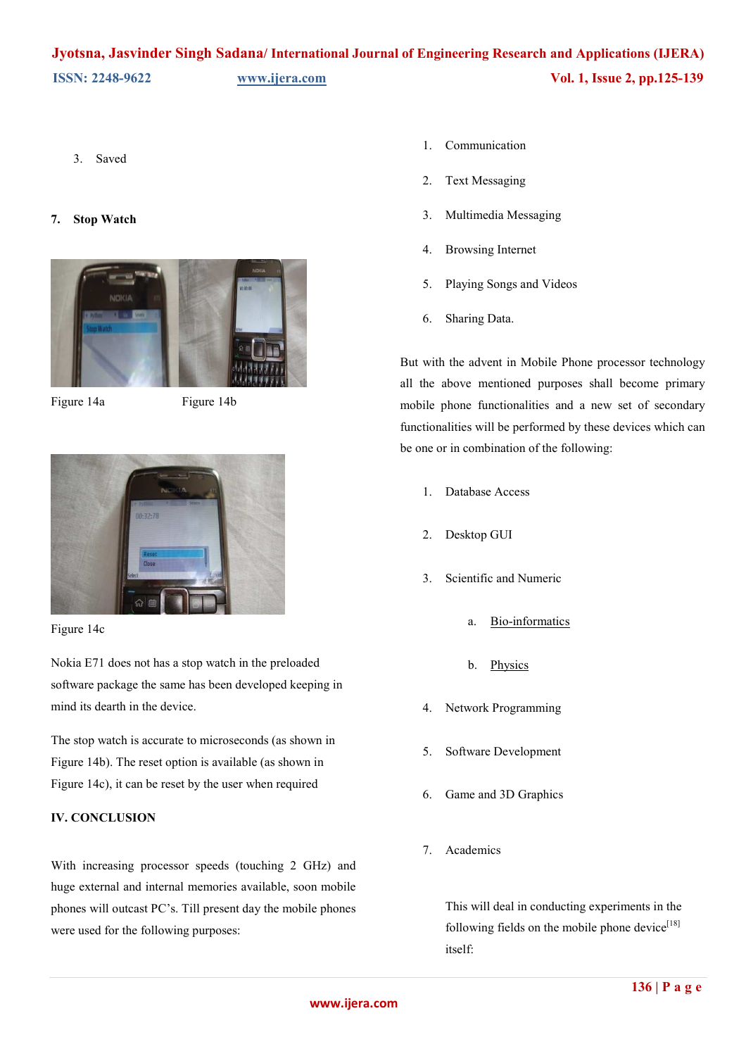3. Saved

**7. Stop Watch**

Figure 14a Figure 14b

Figure 14c

Nokia E71 does not has a stop watch in the preloaded software package the same has been developed keeping in mind its dearth in the device.

The stop watch is accurate to microseconds (as shown in Figure 14b). The reset option is available (as shown in Figure 14c), it can be reset by the user when required

## IV. CONCLUSION

With increasing processor speeds (touching 2 GHz) and huge external and internal memories available, soon mobile phones will outcast PC's. Till present day the mobile phones were used for the following purposes:

1. Communication
2. Text Messaging
3. Multimedia Messaging
4. Browsing Internet
5. Playing Songs and Videos
6. Sharing Data.

But with the advent in Mobile Phone processor technology all the above mentioned purposes shall become primary mobile phone functionalities and a new set of secondary functionalities will be performed by these devices which can be one or in combination of the following:

1. Database Access
2. Desktop GUI
3. Scientific and Numeric
   a. Bio-informatics
   b. Physics
4. Network Programming
5. Software Development
6. Game and 3D Graphics
7. Academics

   This will deal in conducting experiments in the following fields on the mobile phone device[18] itself: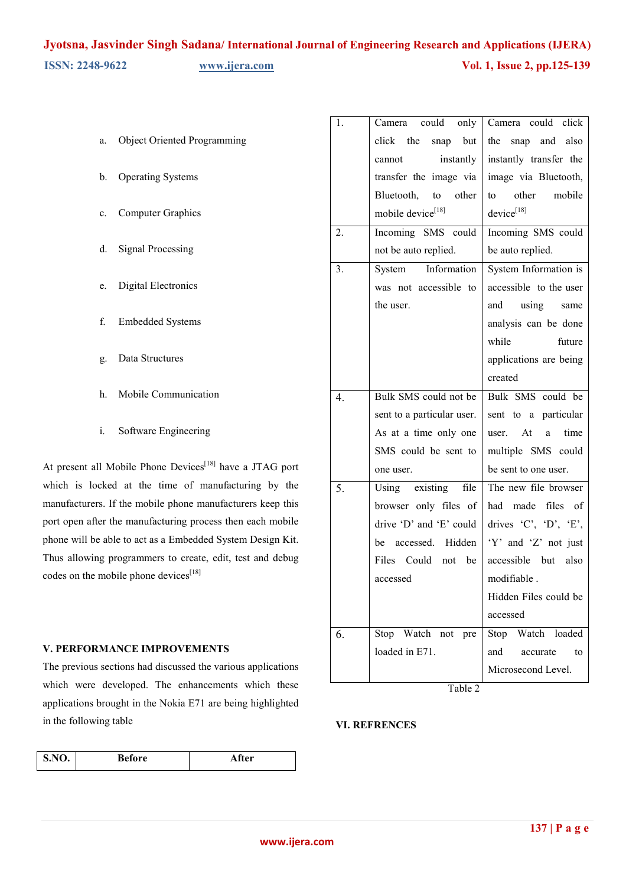a. Object Oriented Programming

b. Operating Systems

c. Computer Graphics

d. Signal Processing

e. Digital Electronics

f. Embedded Systems

g. Data Structures

h. Mobile Communication

i. Software Engineering

At present all Mobile Phone Devices[18] have a JTAG port which is locked at the time of manufacturing by the manufacturers. If the mobile phone manufacturers keep this port open after the manufacturing process then each mobile phone will be able to act as a Embedded System Design Kit. Thus allowing programmers to create, edit, test and debug codes on the mobile phone devices[18]

## V. PERFORMANCE IMPROVEMENTS

The previous sections had discussed the various applications which were developed. The enhancements which these applications brought in the Nokia E71 are being highlighted in the following table

| S.NO. | Before | After |
|---|---|---|
| 1. | Camera could only click the snap but cannot instantly transfer the image via Bluetooth, to other mobile device[18] | Camera could click the snap and also instantly transfer the image via Bluetooth, to other mobile device[18] |
| 2. | Incoming SMS could not be auto replied. | Incoming SMS could be auto replied. |
| 3. | System Information was not accessible to the user. | System Information is accessible to the user and using same analysis can be done while future applications are being created |
| 4. | Bulk SMS could not be sent to a particular user. As at a time only one SMS could be sent to one user. | Bulk SMS could be sent to a particular user. At a time multiple SMS could be sent to one user. |
| 5. | Using existing file browser only files of drive 'D' and 'E' could be accessed. Hidden Files Could not be accessed | The new file browser had made files of drives 'C', 'D', 'E', 'Y' and 'Z' not just accessible but also modifiable . Hidden Files could be accessed |
| 6. | Stop Watch not pre loaded in E71. | Stop Watch loaded and accurate to Microsecond Level. |

Table 2

## VI. REFRENCES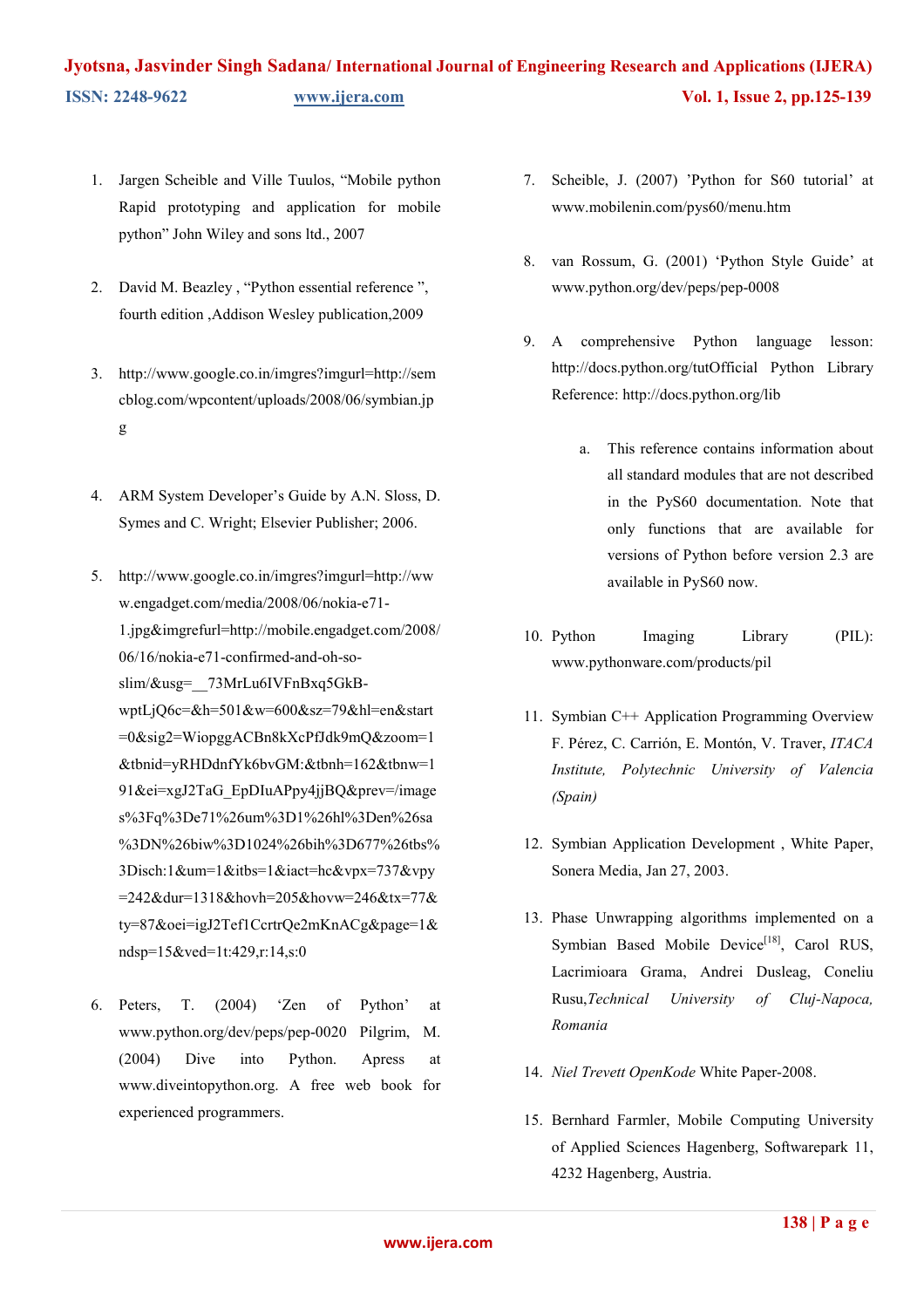1. Jargen Scheible and Ville Tuulos, "Mobile python Rapid prototyping and application for mobile python" John Wiley and sons ltd., 2007

2. David M. Beazley , "Python essential reference ", fourth edition ,Addison Wesley publication,2009

3. http://www.google.co.in/imgres?imgurl=http://semcblog.com/wpcontent/uploads/2008/06/symbian.jpg

4. ARM System Developer's Guide by A.N. Sloss, D. Symes and C. Wright; Elsevier Publisher; 2006.

5. http://www.google.co.in/imgres?imgurl=http://www.engadget.com/media/2008/06/nokia-e71-1.jpg&imgrefurl=http://mobile.engadget.com/2008/06/16/nokia-e71-confirmed-and-oh-so-slim/&usg=__73MrLu6IVFnBxq5GkB-wptLjQ6c=&h=501&w=600&sz=79&hl=en&start=0&sig2=WiopggACBn8kXcPfJdk9mQ&zoom=1&tbnid=yRHDdnfYk6bvGM:&tbnh=162&tbnw=191&ei=xgJ2TaG_EpDIuAPpy4jjBQ&prev=/images%3Fq%3De71%26um%3D1%26hl%3Den%26sa%3DN%26biw%3D1024%26bih%3D677%26tbs%3Disch:1&um=1&itbs=1&iact=hc&vpx=737&vpy=242&dur=1318&hovh=205&hovw=246&tx=77&ty=87&oei=igJ2Tef1CcrtrQe2mKnACg&page=1&ndsp=15&ved=1t:429,r:14,s:0

6. Peters, T. (2004) 'Zen of Python' at www.python.org/dev/peps/pep-0020 Pilgrim, M. (2004) Dive into Python. Apress at www.diveintopython.org. A free web book for experienced programmers.

7. Scheible, J. (2007) 'Python for S60 tutorial' at www.mobilenin.com/pys60/menu.htm

8. van Rossum, G. (2001) 'Python Style Guide' at www.python.org/dev/peps/pep-0008

9. A comprehensive Python language lesson: http://docs.python.org/tutOfficial Python Library Reference: http://docs.python.org/lib

   a. This reference contains information about all standard modules that are not described in the PyS60 documentation. Note that only functions that are available for versions of Python before version 2.3 are available in PyS60 now.

10. Python Imaging Library (PIL): www.pythonware.com/products/pil

11. Symbian C++ Application Programming Overview F. Pérez, C. Carrión, E. Montón, V. Traver, *ITACA Institute, Polytechnic University of Valencia (Spain)*

12. Symbian Application Development , White Paper, Sonera Media, Jan 27, 2003.

13. Phase Unwrapping algorithms implemented on a Symbian Based Mobile Device[18], Carol RUS, Lacrimioara Grama, Andrei Dusleag, Coneliu Rusu,*Technical University of Cluj-Napoca, Romania*

14. *Niel Trevett OpenKode* White Paper-2008.

15. Bernhard Farmler, Mobile Computing University of Applied Sciences Hagenberg, Softwarepark 11, 4232 Hagenberg, Austria.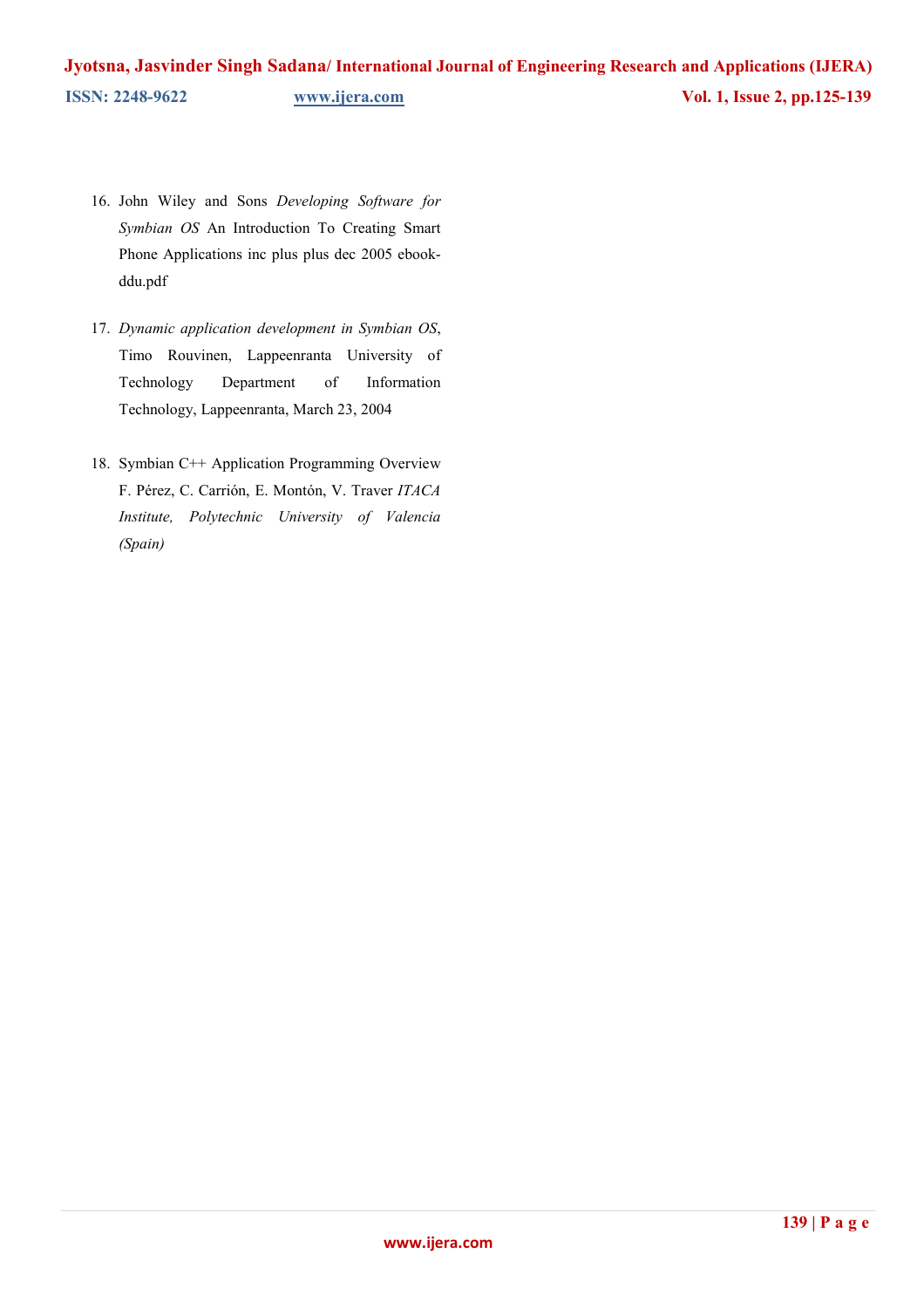16. John Wiley and Sons *Developing Software for Symbian OS* An Introduction To Creating Smart Phone Applications inc plus plus dec 2005 ebook-ddu.pdf

17. *Dynamic application development in Symbian OS*, Timo Rouvinen, Lappeenranta University of Technology Department of Information Technology, Lappeenranta, March 23, 2004

18. Symbian C++ Application Programming Overview F. Pérez, C. Carrión, E. Montón, V. Traver *ITACA Institute, Polytechnic University of Valencia (Spain)*